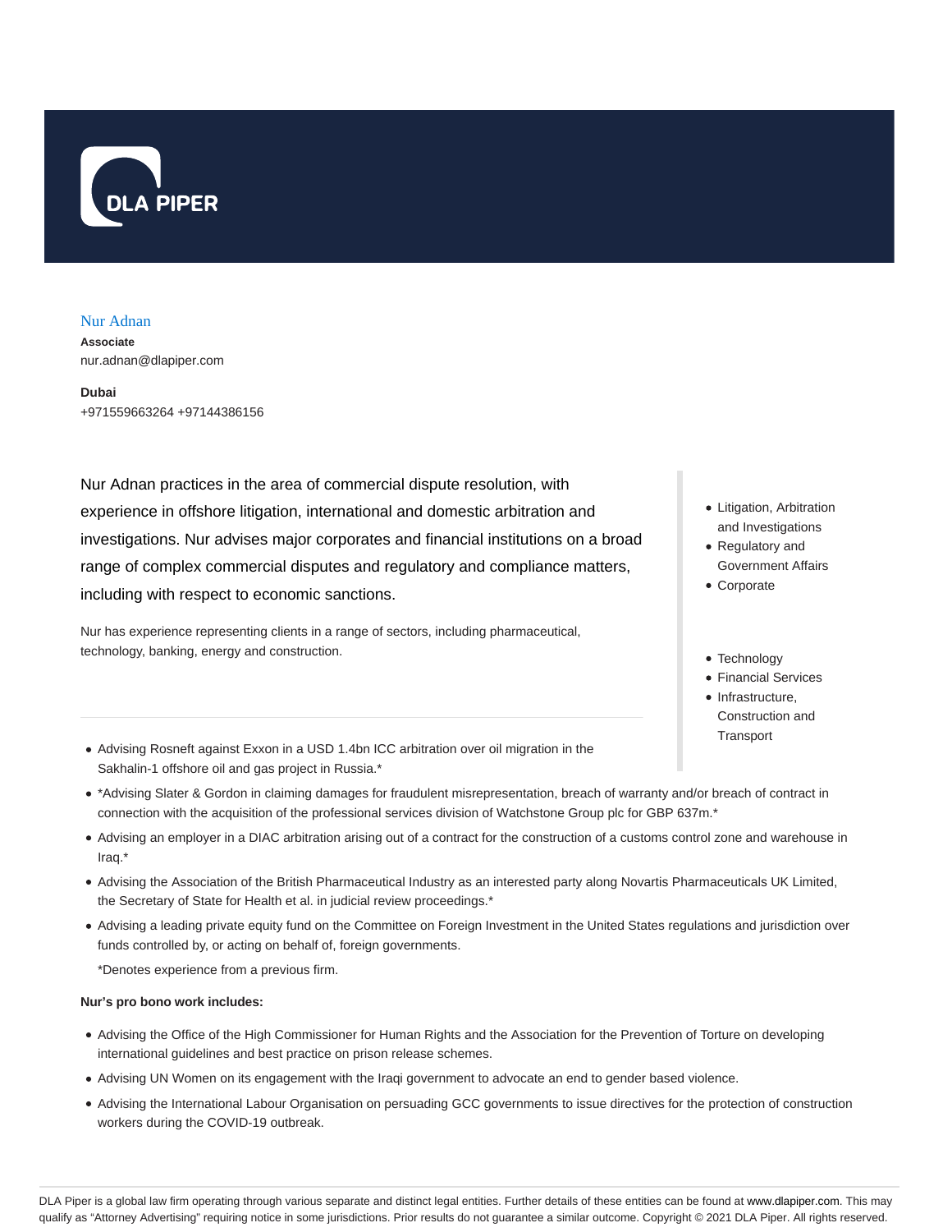# Nur Adnan

**Associate**
nur.adnan@dlapiper.com

**Dubai**
+971559663264 +97144386156

Nur Adnan practices in the area of commercial dispute resolution, with experience in offshore litigation, international and domestic arbitration and investigations. Nur advises major corporates and financial institutions on a broad range of complex commercial disputes and regulatory and compliance matters, including with respect to economic sanctions.

Nur has experience representing clients in a range of sectors, including pharmaceutical, technology, banking, energy and construction.

- Litigation, Arbitration and Investigations
- Regulatory and Government Affairs
- Corporate

- Technology
- Financial Services
- Infrastructure, Construction and Transport

---

- Advising Rosneft against Exxon in a USD 1.4bn ICC arbitration over oil migration in the Sakhalin-1 offshore oil and gas project in Russia.*
- *Advising Slater & Gordon in claiming damages for fraudulent misrepresentation, breach of warranty and/or breach of contract in connection with the acquisition of the professional services division of Watchstone Group plc for GBP 637m.*
- Advising an employer in a DIAC arbitration arising out of a contract for the construction of a customs control zone and warehouse in Iraq.*
- Advising the Association of the British Pharmaceutical Industry as an interested party along Novartis Pharmaceuticals UK Limited, the Secretary of State for Health et al. in judicial review proceedings.*
- Advising a leading private equity fund on the Committee on Foreign Investment in the United States regulations and jurisdiction over funds controlled by, or acting on behalf of, foreign governments.

  *Denotes experience from a previous firm.

**Nur's pro bono work includes:**

- Advising the Office of the High Commissioner for Human Rights and the Association for the Prevention of Torture on developing international guidelines and best practice on prison release schemes.
- Advising UN Women on its engagement with the Iraqi government to advocate an end to gender based violence.
- Advising the International Labour Organisation on persuading GCC governments to issue directives for the protection of construction workers during the COVID-19 outbreak.

DLA Piper is a global law firm operating through various separate and distinct legal entities. Further details of these entities can be found at www.dlapiper.com. This may qualify as "Attorney Advertising" requiring notice in some jurisdictions. Prior results do not guarantee a similar outcome. Copyright © 2021 DLA Piper. All rights reserved.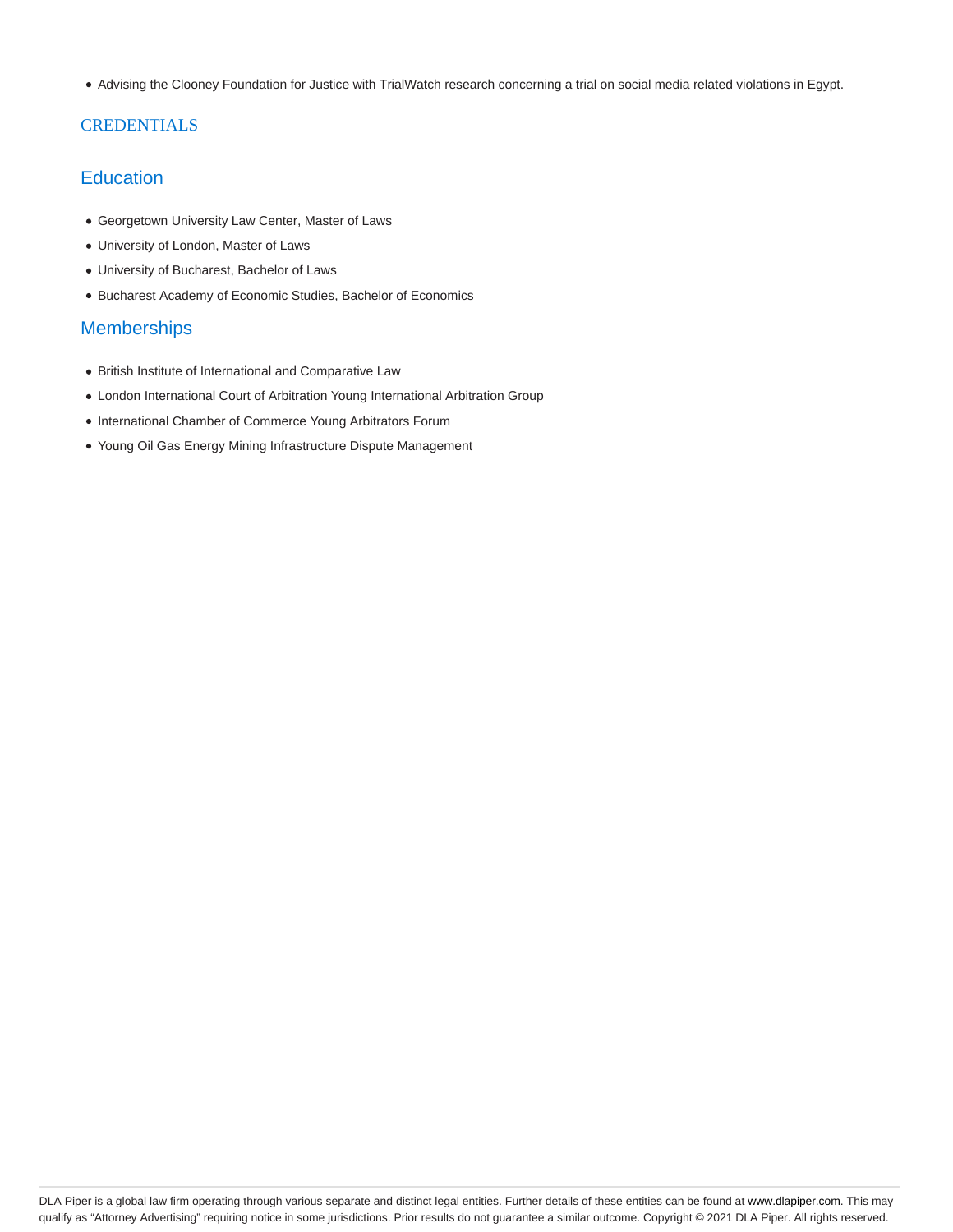- Advising the Clooney Foundation for Justice with TrialWatch research concerning a trial on social media related violations in Egypt.

## CREDENTIALS

### Education

- Georgetown University Law Center, Master of Laws
- University of London, Master of Laws
- University of Bucharest, Bachelor of Laws
- Bucharest Academy of Economic Studies, Bachelor of Economics

### Memberships

- British Institute of International and Comparative Law
- London International Court of Arbitration Young International Arbitration Group
- International Chamber of Commerce Young Arbitrators Forum
- Young Oil Gas Energy Mining Infrastructure Dispute Management

DLA Piper is a global law firm operating through various separate and distinct legal entities. Further details of these entities can be found at www.dlapiper.com. This may qualify as "Attorney Advertising" requiring notice in some jurisdictions. Prior results do not guarantee a similar outcome. Copyright © 2021 DLA Piper. All rights reserved.